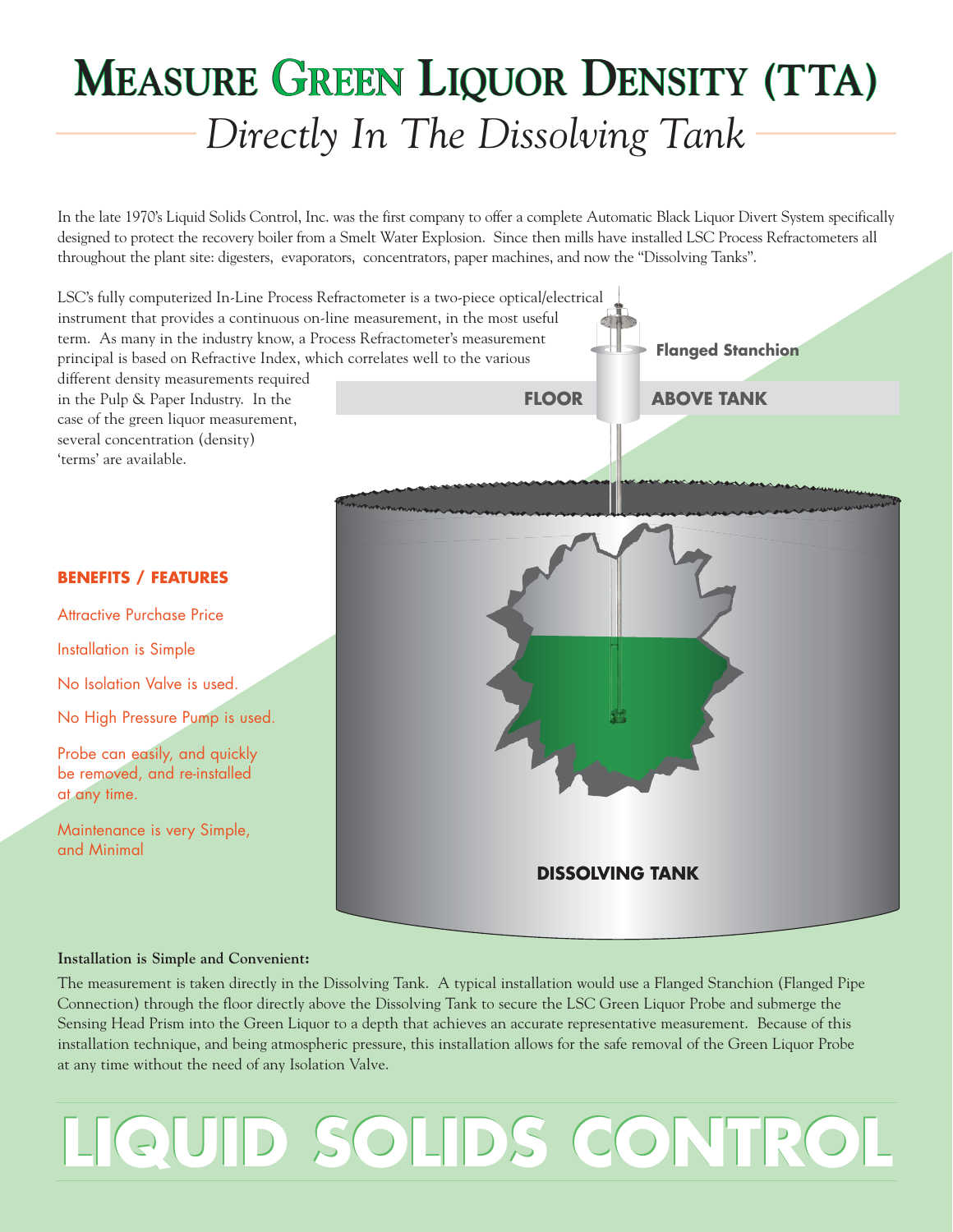# Measure Green Liquor Density (TTA)

## *Directly In The Dissolving Tank*

In the late 1970's Liquid Solids Control, Inc. was the first company to offer a complete Automatic Black Liquor Divert System specifically designed to protect the recovery boiler from a Smelt Water Explosion. Since then mills have installed LSC Process Refractometers all throughout the plant site: digesters, evaporators, concentrators, paper machines, and now the "Dissolving Tanks".

LSC's fully computerized In-Line Process Refractometer is a two-piece optical/electrical instrument that provides a continuous on-line measurement, in the most useful term. As many in the industry know, a Process Refractometer's measurement principal is based on Refractive Index, which correlates well to the various different density measurements required in the Pulp & Paper Industry. In the case of the green liquor measurement, several concentration (density) 'terms' are available.

**Flanged Stanchion**

**FLOOR** **ABOVE TANK**

**DISSOLVING TANK**

**BENEFITS / FEATURES**

- Attractive Purchase Price
- Installation is Simple
- No Isolation Valve is used.
- No High Pressure Pump is used.
- Probe can easily, and quickly be removed, and re-installed at any time.
- Maintenance is very Simple, and Minimal

**Installation is Simple and Convenient:**

The measurement is taken directly in the Dissolving Tank. A typical installation would use a Flanged Stanchion (Flanged Pipe Connection) through the floor directly above the Dissolving Tank to secure the LSC Green Liquor Probe and submerge the Sensing Head Prism into the Green Liquor to a depth that achieves an accurate representative measurement. Because of this installation technique, and being atmospheric pressure, this installation allows for the safe removal of the Green Liquor Probe at any time without the need of any Isolation Valve.

**LIQUID SOLIDS CONTROL**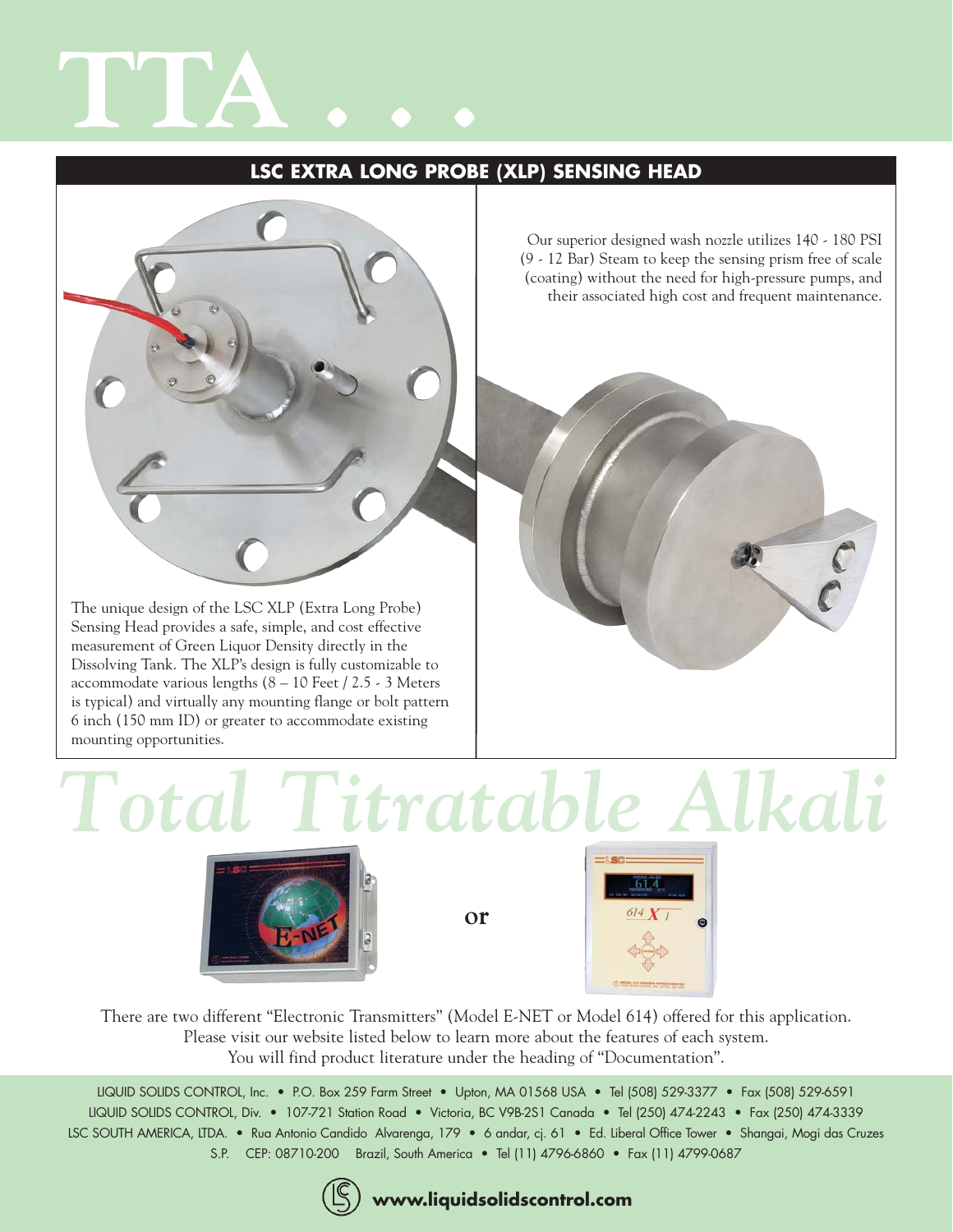# TTA . . .

## LSC EXTRA LONG PROBE (XLP) SENSING HEAD

Our superior designed wash nozzle utilizes 140 - 180 PSI (9 - 12 Bar) Steam to keep the sensing prism free of scale (coating) without the need for high-pressure pumps, and their associated high cost and frequent maintenance.

The unique design of the LSC XLP (Extra Long Probe) Sensing Head provides a safe, simple, and cost effective measurement of Green Liquor Density directly in the Dissolving Tank. The XLP's design is fully customizable to accommodate various lengths (8 – 10 Feet / 2.5 - 3 Meters is typical) and virtually any mounting flange or bolt pattern 6 inch (150 mm ID) or greater to accommodate existing mounting opportunities.

# *Total Titratable Alkali*

or

There are two different "Electronic Transmitters" (Model E-NET or Model 614) offered for this application.
Please visit our website listed below to learn more about the features of each system.
You will find product literature under the heading of "Documentation".

LIQUID SOLIDS CONTROL, Inc. • P.O. Box 259 Farm Street • Upton, MA 01568 USA • Tel (508) 529-3377 • Fax (508) 529-6591
LIQUID SOLIDS CONTROL, Div. • 107-721 Station Road • Victoria, BC V9B-2S1 Canada • Tel (250) 474-2243 • Fax (250) 474-3339
LSC SOUTH AMERICA, LTDA. • Rua Antonio Candido Alvarenga, 179 • 6 andar, cj. 61 • Ed. Liberal Office Tower • Shangai, Mogi das Cruzes S.P. CEP: 08710-200 Brazil, South America • Tel (11) 4796-6860 • Fax (11) 4799-0687

**www.liquidsolidscontrol.com**